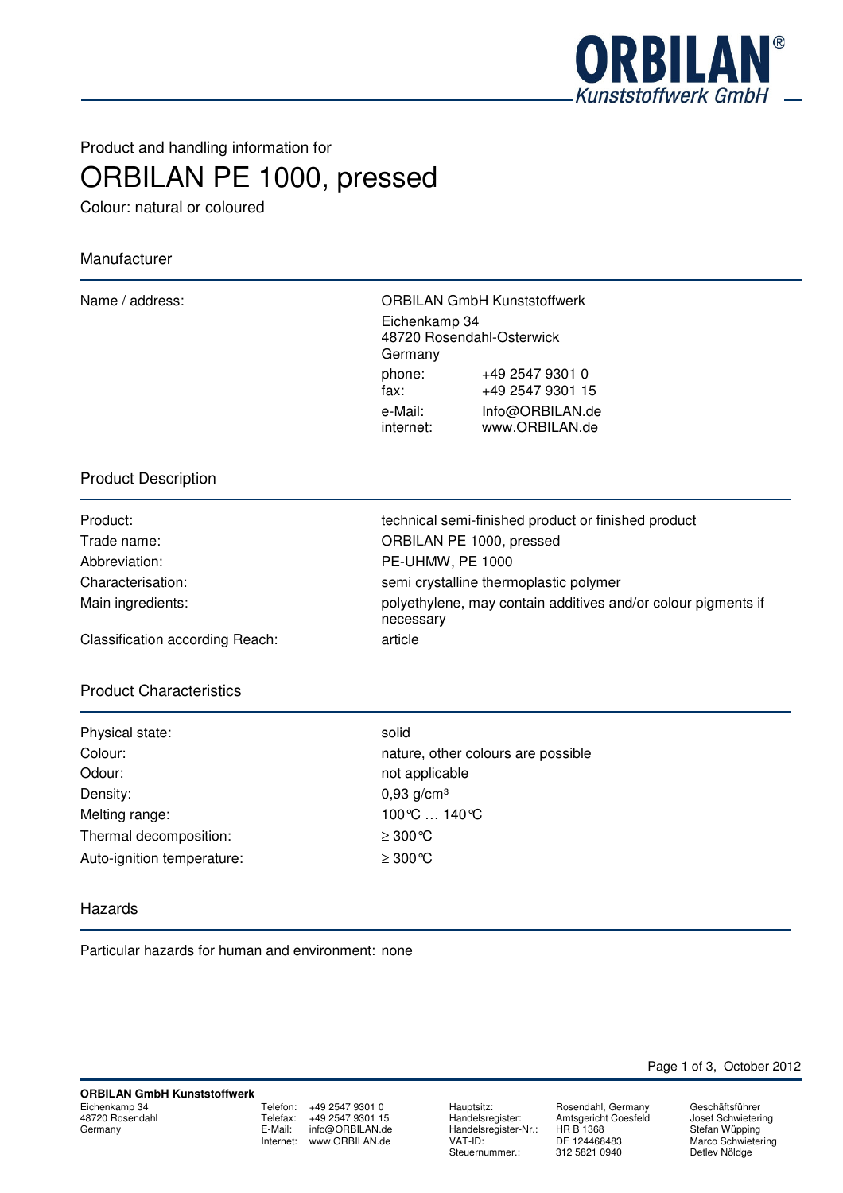Product and handling information for

# ORBILAN PE 1000, pressed

Colour: natural or coloured

## Manufacturer

| | |
|---|---|
| Name / address: | ORBILAN GmbH Kunststoffwerk<br>Eichenkamp 34<br>48720 Rosendahl-Osterwick<br>Germany<br>phone: +49 2547 9301 0<br>fax: +49 2547 9301 15<br>e-Mail: Info@ORBILAN.de<br>internet: www.ORBILAN.de |

## Product Description

| | |
|---|---|
| Product: | technical semi-finished product or finished product |
| Trade name: | ORBILAN PE 1000, pressed |
| Abbreviation: | PE-UHMW, PE 1000 |
| Characterisation: | semi crystalline thermoplastic polymer |
| Main ingredients: | polyethylene, may contain additives and/or colour pigments if necessary |
| Classification according Reach: | article |

## Product Characteristics

| | |
|---|---|
| Physical state: | solid |
| Colour: | nature, other colours are possible |
| Odour: | not applicable |
| Density: | 0,93 g/cm³ |
| Melting range: | 100°C … 140°C |
| Thermal decomposition: | ≥ 300°C |
| Auto-ignition temperature: | ≥ 300°C |

## Hazards

Particular hazards for human and environment: none

**ORBILAN GmbH Kunststoffwerk**
Eichenkamp 34
48720 Rosendahl
Germany

Telefon: +49 2547 9301 0
Telefax: +49 2547 9301 15
E-Mail: info@ORBILAN.de
Internet: www.ORBILAN.de

Hauptsitz: Rosendahl, Germany
Handelsregister: Amtsgericht Coesfeld
Handelsregister-Nr.: HR B 1368
VAT-ID: DE 124468483
Steuernummer.: 312 5821 0940

Geschäftsführer
Josef Schwietering
Stefan Wüpping
Marco Schwietering
Detlev Nöldge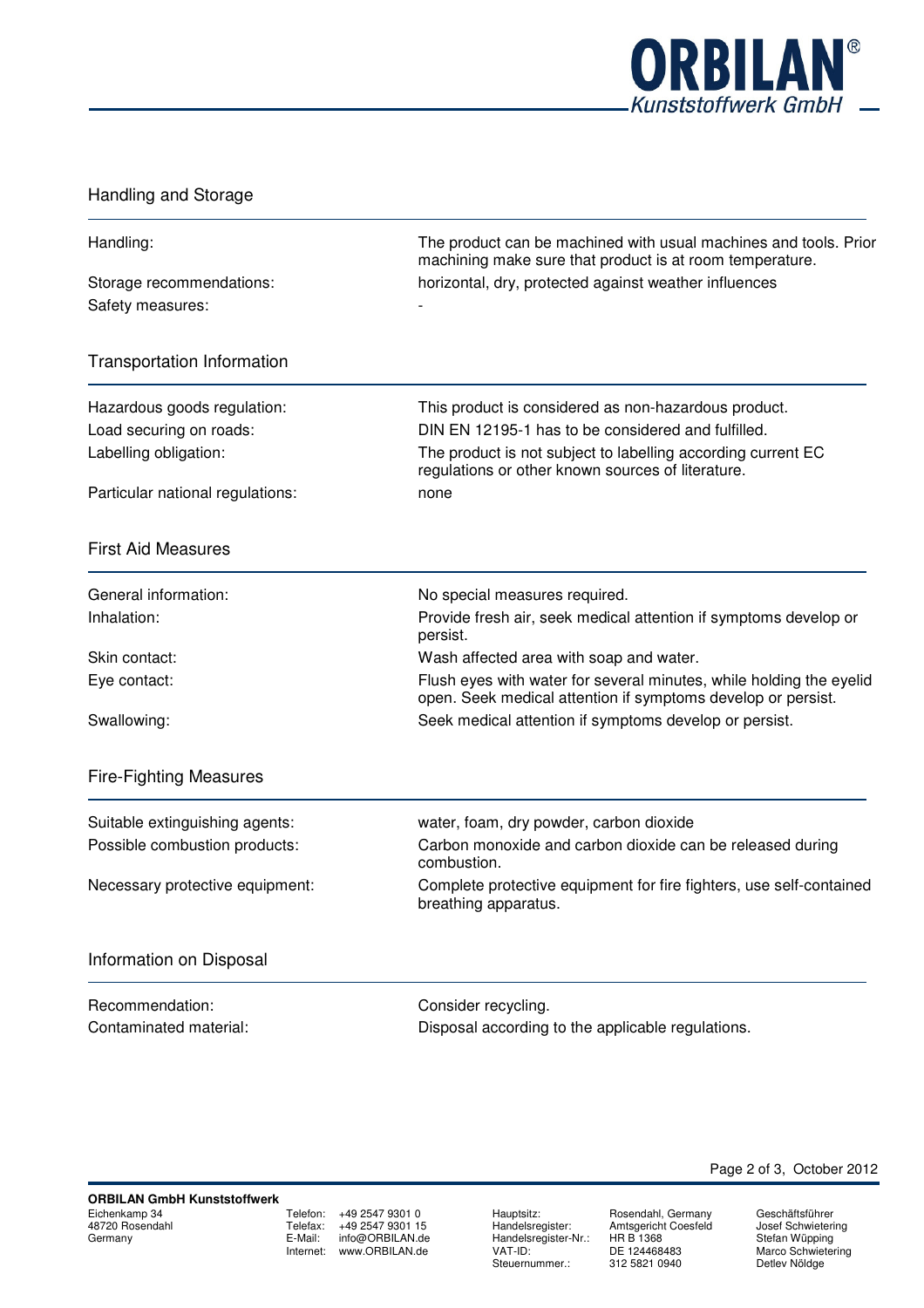## Handling and Storage

| | |
|---|---|
| Handling: | The product can be machined with usual machines and tools. Prior machining make sure that product is at room temperature. |
| Storage recommendations: | horizontal, dry, protected against weather influences |
| Safety measures: | - |

## Transportation Information

| | |
|---|---|
| Hazardous goods regulation: | This product is considered as non-hazardous product. |
| Load securing on roads: | DIN EN 12195-1 has to be considered and fulfilled. |
| Labelling obligation: | The product is not subject to labelling according current EC regulations or other known sources of literature. |
| Particular national regulations: | none |

## First Aid Measures

| | |
|---|---|
| General information: | No special measures required. |
| Inhalation: | Provide fresh air, seek medical attention if symptoms develop or persist. |
| Skin contact: | Wash affected area with soap and water. |
| Eye contact: | Flush eyes with water for several minutes, while holding the eyelid open. Seek medical attention if symptoms develop or persist. |
| Swallowing: | Seek medical attention if symptoms develop or persist. |

## Fire-Fighting Measures

| | |
|---|---|
| Suitable extinguishing agents: | water, foam, dry powder, carbon dioxide |
| Possible combustion products: | Carbon monoxide and carbon dioxide can be released during combustion. |
| Necessary protective equipment: | Complete protective equipment for fire fighters, use self-contained breathing apparatus. |

## Information on Disposal

| | |
|---|---|
| Recommendation: | Consider recycling. |
| Contaminated material: | Disposal according to the applicable regulations. |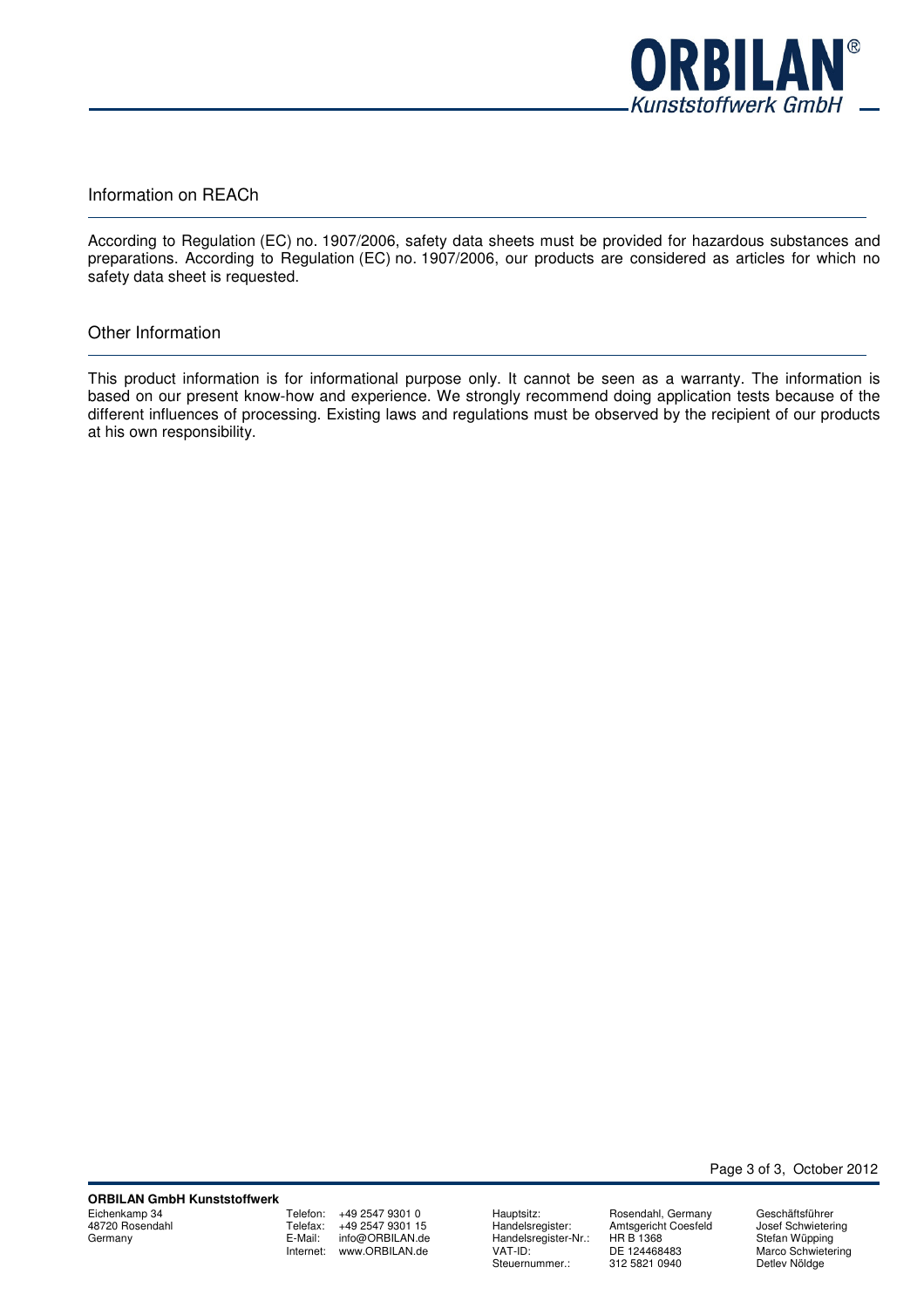## Information on REACh

According to Regulation (EC) no. 1907/2006, safety data sheets must be provided for hazardous substances and preparations. According to Regulation (EC) no. 1907/2006, our products are considered as articles for which no safety data sheet is requested.

## Other Information

This product information is for informational purpose only. It cannot be seen as a warranty. The information is based on our present know-how and experience. We strongly recommend doing application tests because of the different influences of processing. Existing laws and regulations must be observed by the recipient of our products at his own responsibility.